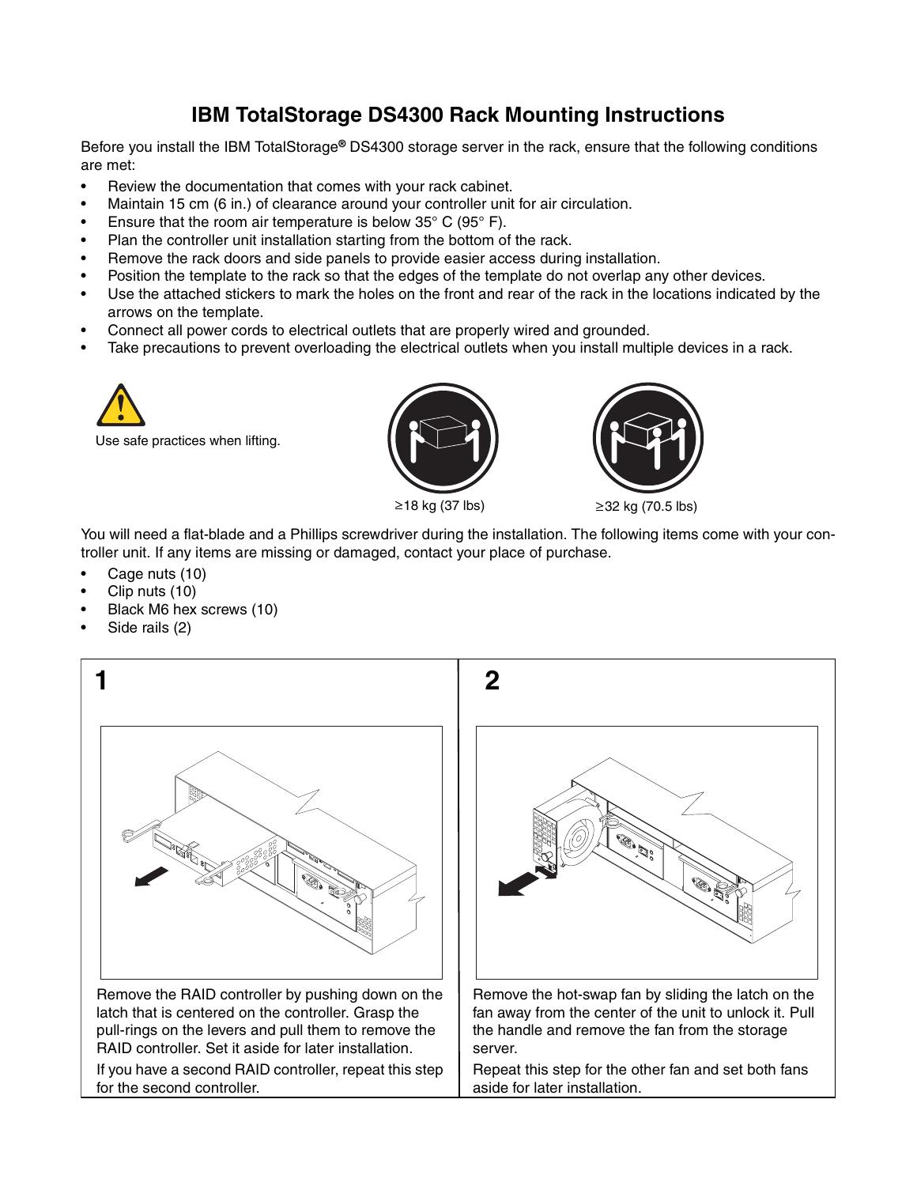# IBM TotalStorage DS4300 Rack Mounting Instructions

Before you install the IBM TotalStorage® DS4300 storage server in the rack, ensure that the following conditions are met:

- Review the documentation that comes with your rack cabinet.
- Maintain 15 cm (6 in.) of clearance around your controller unit for air circulation.
- Ensure that the room air temperature is below 35° C (95° F).
- Plan the controller unit installation starting from the bottom of the rack.
- Remove the rack doors and side panels to provide easier access during installation.
- Position the template to the rack so that the edges of the template do not overlap any other devices.
- Use the attached stickers to mark the holes on the front and rear of the rack in the locations indicated by the arrows on the template.
- Connect all power cords to electrical outlets that are properly wired and grounded.
- Take precautions to prevent overloading the electrical outlets when you install multiple devices in a rack.

Use safe practices when lifting.

≥18 kg (37 lbs)

≥32 kg (70.5 lbs)

You will need a flat-blade and a Phillips screwdriver during the installation. The following items come with your controller unit. If any items are missing or damaged, contact your place of purchase.

- Cage nuts (10)
- Clip nuts (10)
- Black M6 hex screws (10)
- Side rails (2)

**1**

Remove the RAID controller by pushing down on the latch that is centered on the controller. Grasp the pull-rings on the levers and pull them to remove the RAID controller. Set it aside for later installation.

If you have a second RAID controller, repeat this step for the second controller.

**2**

Remove the hot-swap fan by sliding the latch on the fan away from the center of the unit to unlock it. Pull the handle and remove the fan from the storage server.

Repeat this step for the other fan and set both fans aside for later installation.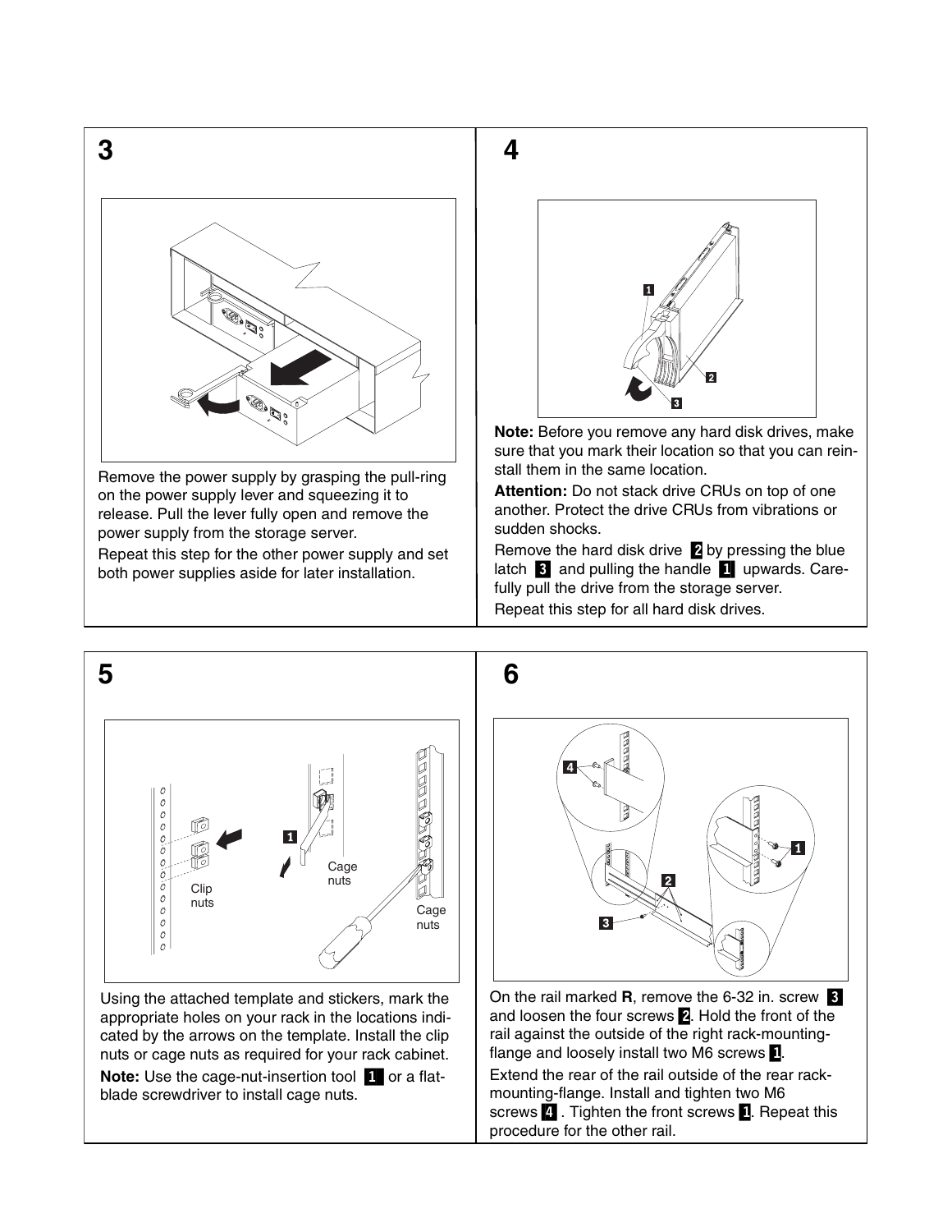## 3

Remove the power supply by grasping the pull-ring on the power supply lever and squeezing it to release. Pull the lever fully open and remove the power supply from the storage server.

Repeat this step for the other power supply and set both power supplies aside for later installation.

## 4

**Note:** Before you remove any hard disk drives, make sure that you mark their location so that you can reinstall them in the same location.

**Attention:** Do not stack drive CRUs on top of one another. Protect the drive CRUs from vibrations or sudden shocks.

Remove the hard disk drive **2** by pressing the blue latch **3** and pulling the handle **1** upwards. Carefully pull the drive from the storage server.

Repeat this step for all hard disk drives.

## 5

Using the attached template and stickers, mark the appropriate holes on your rack in the locations indicated by the arrows on the template. Install the clip nuts or cage nuts as required for your rack cabinet.

**Note:** Use the cage-nut-insertion tool **1** or a flat-blade screwdriver to install cage nuts.

## 6

On the rail marked **R**, remove the 6-32 in. screw **3** and loosen the four screws **2**. Hold the front of the rail against the outside of the right rack-mounting-flange and loosely install two M6 screws **1**.

Extend the rear of the rail outside of the rear rack-mounting-flange. Install and tighten two M6 screws **4**. Tighten the front screws **1**. Repeat this procedure for the other rail.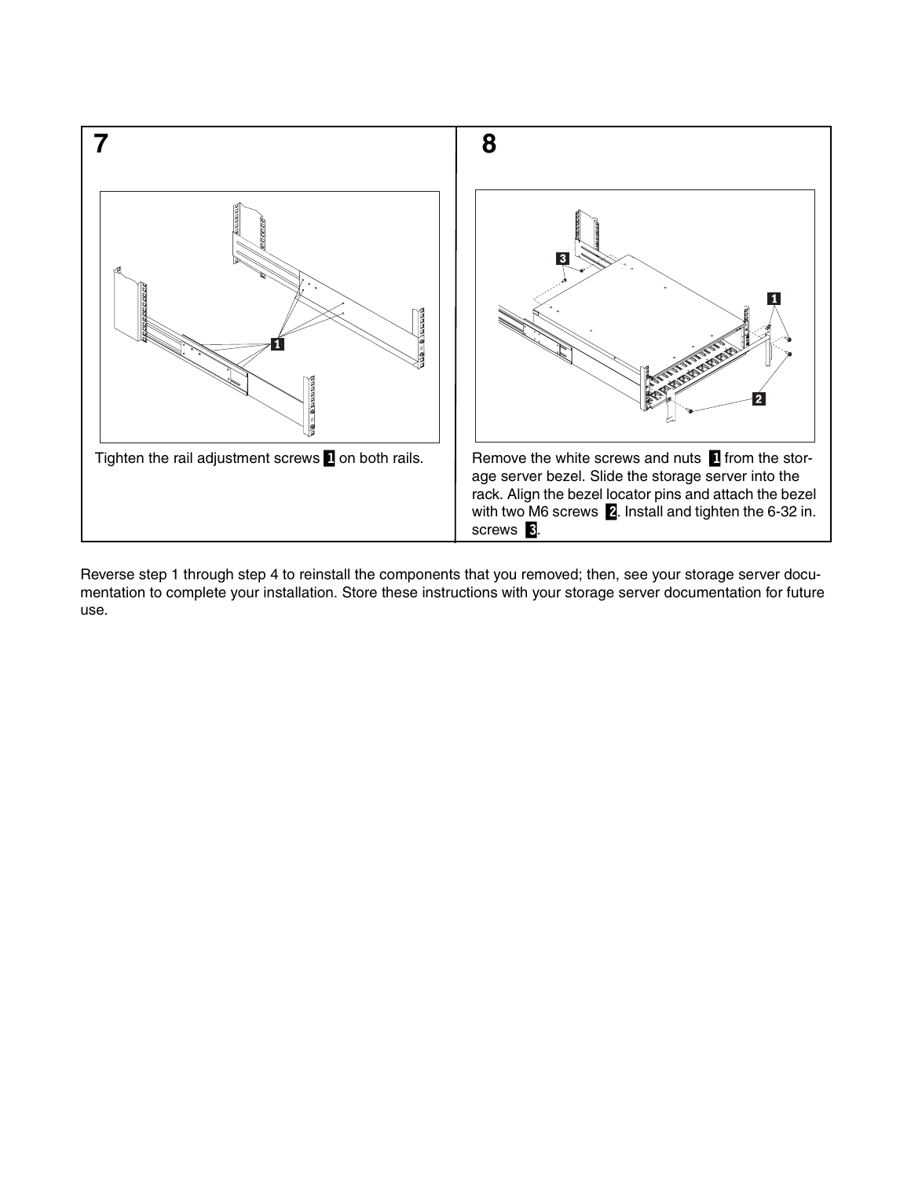## 7

Tighten the rail adjustment screws **1** on both rails.

## 8

Remove the white screws and nuts **1** from the storage server bezel. Slide the storage server into the rack. Align the bezel locator pins and attach the bezel with two M6 screws **2**. Install and tighten the 6-32 in. screws **3**.

Reverse step 1 through step 4 to reinstall the components that you removed; then, see your storage server documentation to complete your installation. Store these instructions with your storage server documentation for future use.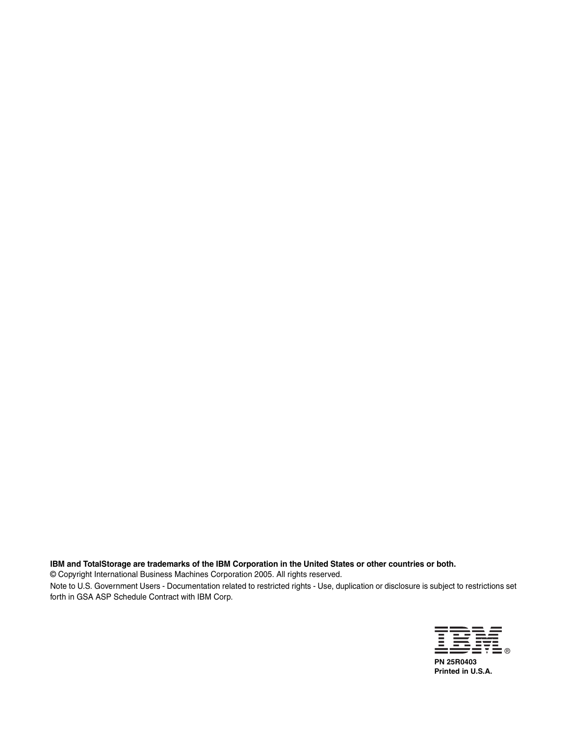**IBM and TotalStorage are trademarks of the IBM Corporation in the United States or other countries or both.**

© Copyright International Business Machines Corporation 2005. All rights reserved.

Note to U.S. Government Users - Documentation related to restricted rights - Use, duplication or disclosure is subject to restrictions set forth in GSA ASP Schedule Contract with IBM Corp.

IBM®

**PN 25R0403**

**Printed in U.S.A.**